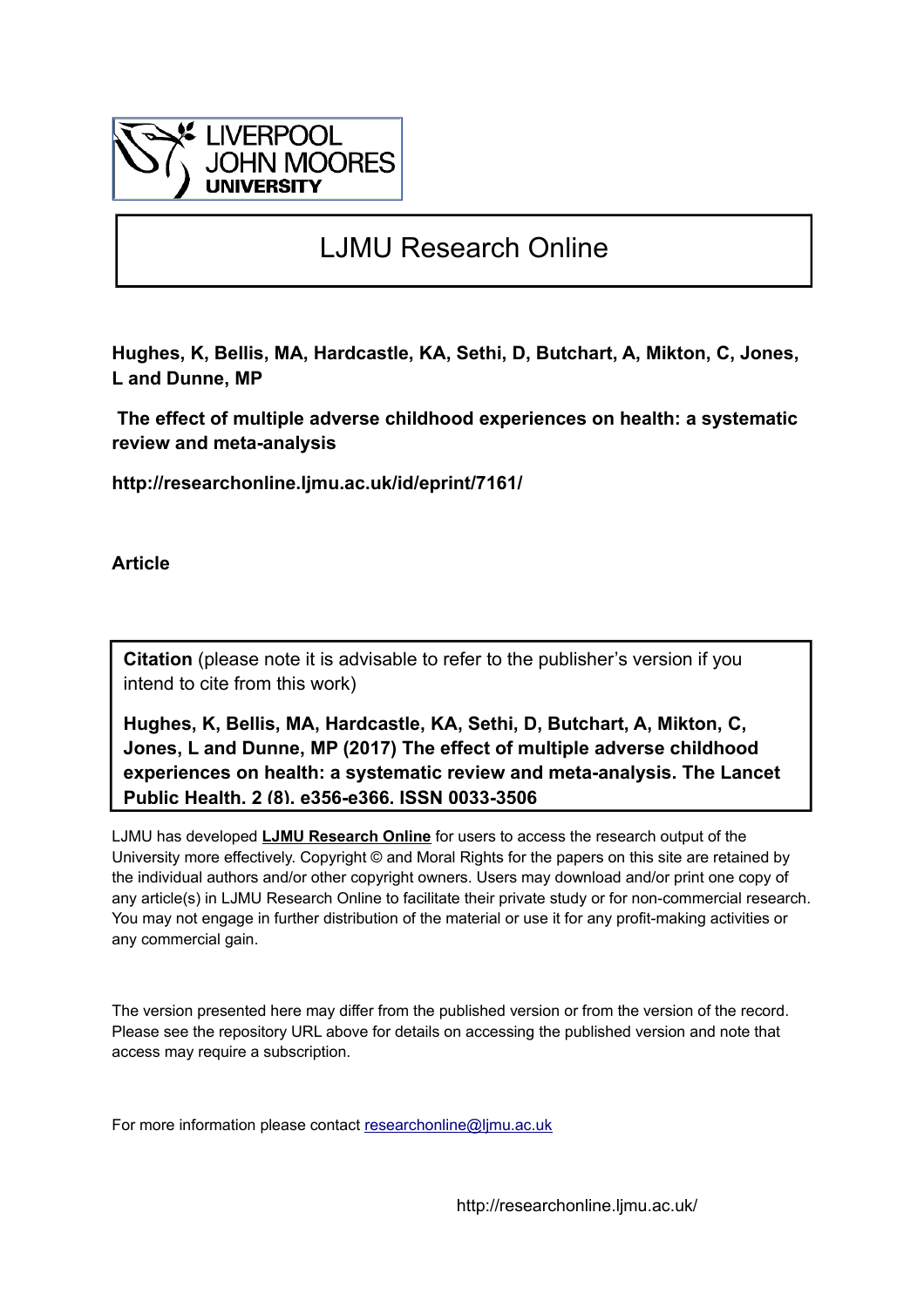LIVERPOOL JOHN MOORES UNIVERSITY

# LJMU Research Online

**Hughes, K, Bellis, MA, Hardcastle, KA, Sethi, D, Butchart, A, Mikton, C, Jones, L and Dunne, MP**

**The effect of multiple adverse childhood experiences on health: a systematic review and meta-analysis**

**http://researchonline.ljmu.ac.uk/id/eprint/7161/**

**Article**

**Citation** (please note it is advisable to refer to the publisher's version if you intend to cite from this work)

**Hughes, K, Bellis, MA, Hardcastle, KA, Sethi, D, Butchart, A, Mikton, C, Jones, L and Dunne, MP (2017) The effect of multiple adverse childhood experiences on health: a systematic review and meta-analysis. The Lancet Public Health. 2 (8). e356-e366. ISSN 0033-3506**

LJMU has developed **LJMU Research Online** for users to access the research output of the University more effectively. Copyright © and Moral Rights for the papers on this site are retained by the individual authors and/or other copyright owners. Users may download and/or print one copy of any article(s) in LJMU Research Online to facilitate their private study or for non-commercial research. You may not engage in further distribution of the material or use it for any profit-making activities or any commercial gain.

The version presented here may differ from the published version or from the version of the record. Please see the repository URL above for details on accessing the published version and note that access may require a subscription.

For more information please contact researchonline@ljmu.ac.uk

http://researchonline.ljmu.ac.uk/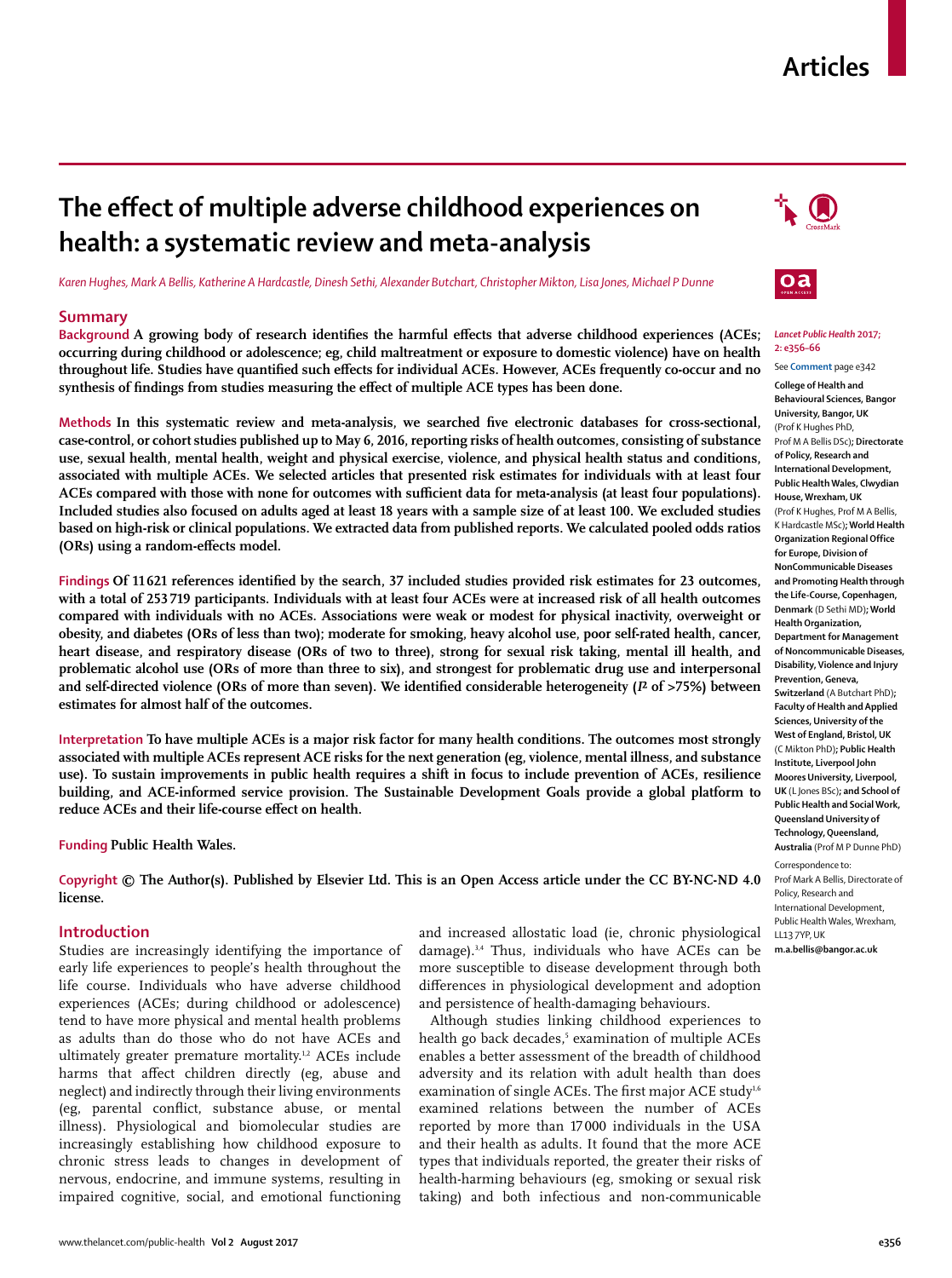# Articles

# The effect of multiple adverse childhood experiences on health: a systematic review and meta-analysis

*Karen Hughes, Mark A Bellis, Katherine A Hardcastle, Dinesh Sethi, Alexander Butchart, Christopher Mikton, Lisa Jones, Michael P Dunne*

## Summary

**Background** A growing body of research identifies the harmful effects that adverse childhood experiences (ACEs; occurring during childhood or adolescence; eg, child maltreatment or exposure to domestic violence) have on health throughout life. Studies have quantified such effects for individual ACEs. However, ACEs frequently co-occur and no synthesis of findings from studies measuring the effect of multiple ACE types has been done.

**Methods** In this systematic review and meta-analysis, we searched five electronic databases for cross-sectional, case-control, or cohort studies published up to May 6, 2016, reporting risks of health outcomes, consisting of substance use, sexual health, mental health, weight and physical exercise, violence, and physical health status and conditions, associated with multiple ACEs. We selected articles that presented risk estimates for individuals with at least four ACEs compared with those with none for outcomes with sufficient data for meta-analysis (at least four populations). Included studies also focused on adults aged at least 18 years with a sample size of at least 100. We excluded studies based on high-risk or clinical populations. We extracted data from published reports. We calculated pooled odds ratios (ORs) using a random-effects model.

**Findings** Of 11 621 references identified by the search, 37 included studies provided risk estimates for 23 outcomes, with a total of 253 719 participants. Individuals with at least four ACEs were at increased risk of all health outcomes compared with individuals with no ACEs. Associations were weak or modest for physical inactivity, overweight or obesity, and diabetes (ORs of less than two); moderate for smoking, heavy alcohol use, poor self-rated health, cancer, heart disease, and respiratory disease (ORs of two to three), strong for sexual risk taking, mental ill health, and problematic alcohol use (ORs of more than three to six), and strongest for problematic drug use and interpersonal and self-directed violence (ORs of more than seven). We identified considerable heterogeneity ($I^2$ of >75%) between estimates for almost half of the outcomes.

**Interpretation** To have multiple ACEs is a major risk factor for many health conditions. The outcomes most strongly associated with multiple ACEs represent ACE risks for the next generation (eg, violence, mental illness, and substance use). To sustain improvements in public health requires a shift in focus to include prevention of ACEs, resilience building, and ACE-informed service provision. The Sustainable Development Goals provide a global platform to reduce ACEs and their life-course effect on health.

**Funding** Public Health Wales.

**Copyright** © The Author(s). Published by Elsevier Ltd. This is an Open Access article under the CC BY-NC-ND 4.0 license.

*Lancet Public Health* 2017; 2: e356–66

See **Comment** page e342

**College of Health and Behavioural Sciences, Bangor University, Bangor, UK** (Prof K Hughes PhD, Prof M A Bellis DSc); **Directorate of Policy, Research and International Development, Public Health Wales, Clwydian House, Wrexham, UK** (Prof K Hughes, Prof M A Bellis, K Hardcastle MSc); **World Health Organization Regional Office for Europe, Division of NonCommunicable Diseases and Promoting Health through the Life-Course, Copenhagen, Denmark** (D Sethi MD); **World Health Organization, Department for Management of Noncommunicable Diseases, Disability, Violence and Injury Prevention, Geneva, Switzerland** (A Butchart PhD); **Faculty of Health and Applied Sciences, University of the West of England, Bristol, UK** (C Mikton PhD); **Public Health Institute, Liverpool John Moores University, Liverpool, UK** (L Jones BSc); **and School of Public Health and Social Work, Queensland University of Technology, Queensland, Australia** (Prof M P Dunne PhD)

Correspondence to: Prof Mark A Bellis, Directorate of Policy, Research and International Development, Public Health Wales, Wrexham, LL13 7YP, UK
**m.a.bellis@bangor.ac.uk**

## Introduction

Studies are increasingly identifying the importance of early life experiences to people's health throughout the life course. Individuals who have adverse childhood experiences (ACEs; during childhood or adolescence) tend to have more physical and mental health problems as adults than do those who do not have ACEs and ultimately greater premature mortality.[1,2] ACEs include harms that affect children directly (eg, abuse and neglect) and indirectly through their living environments (eg, parental conflict, substance abuse, or mental illness). Physiological and biomolecular studies are increasingly establishing how childhood exposure to chronic stress leads to changes in development of nervous, endocrine, and immune systems, resulting in impaired cognitive, social, and emotional functioning and increased allostatic load (ie, chronic physiological damage).[3,4] Thus, individuals who have ACEs can be more susceptible to disease development through both differences in physiological development and adoption and persistence of health-damaging behaviours.

Although studies linking childhood experiences to health go back decades,[5] examination of multiple ACEs enables a better assessment of the breadth of childhood adversity and its relation with adult health than does examination of single ACEs. The first major ACE study[1,6] examined relations between the number of ACEs reported by more than 17 000 individuals in the USA and their health as adults. It found that the more ACE types that individuals reported, the greater their risks of health-harming behaviours (eg, smoking or sexual risk taking) and both infectious and non-communicable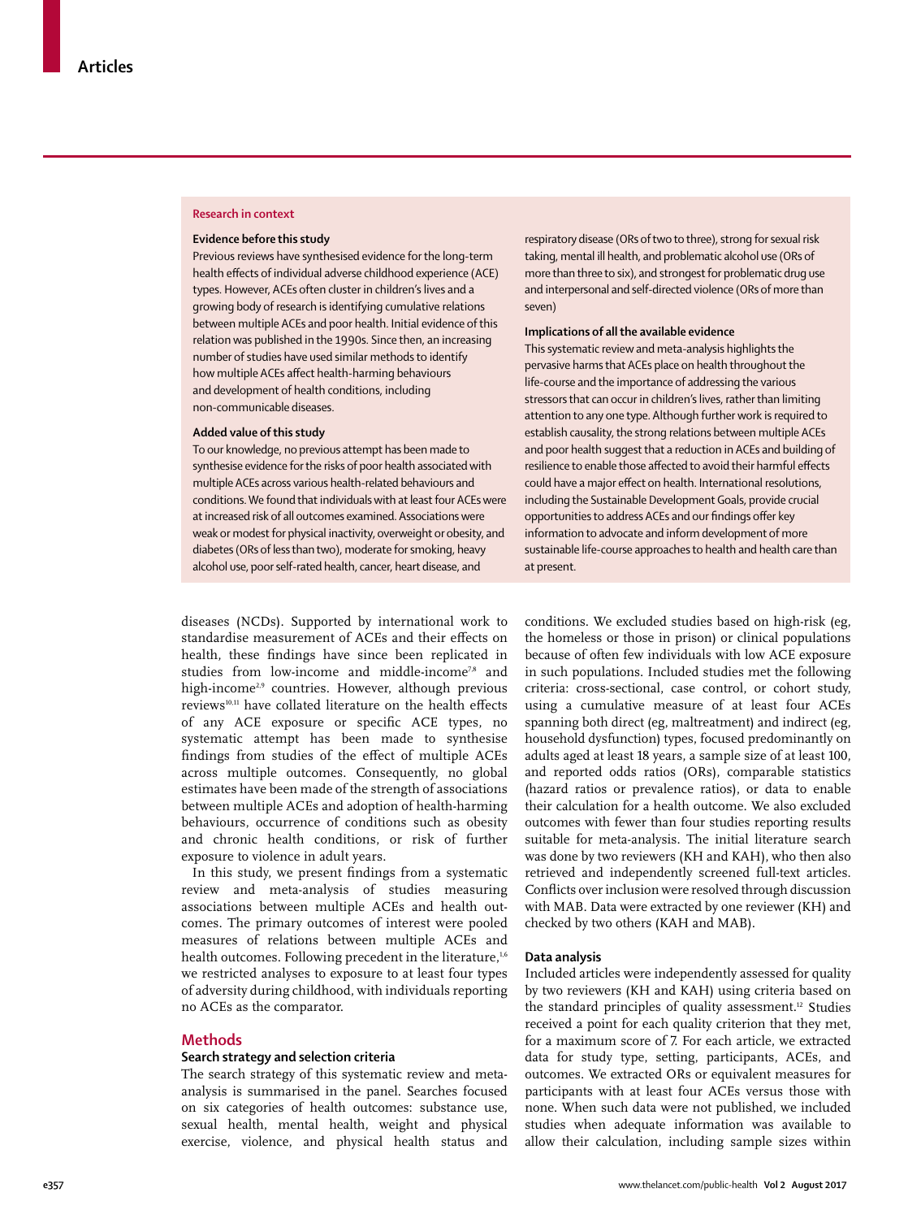## Research in context

### Evidence before this study

Previous reviews have synthesised evidence for the long-term health effects of individual adverse childhood experience (ACE) types. However, ACEs often cluster in children's lives and a growing body of research is identifying cumulative relations between multiple ACEs and poor health. Initial evidence of this relation was published in the 1990s. Since then, an increasing number of studies have used similar methods to identify how multiple ACEs affect health-harming behaviours and development of health conditions, including non-communicable diseases.

### Added value of this study

To our knowledge, no previous attempt has been made to synthesise evidence for the risks of poor health associated with multiple ACEs across various health-related behaviours and conditions. We found that individuals with at least four ACEs were at increased risk of all outcomes examined. Associations were weak or modest for physical inactivity, overweight or obesity, and diabetes (ORs of less than two), moderate for smoking, heavy alcohol use, poor self-rated health, cancer, heart disease, and respiratory disease (ORs of two to three), strong for sexual risk taking, mental ill health, and problematic alcohol use (ORs of more than three to six), and strongest for problematic drug use and interpersonal and self-directed violence (ORs of more than seven)

### Implications of all the available evidence

This systematic review and meta-analysis highlights the pervasive harms that ACEs place on health throughout the life-course and the importance of addressing the various stressors that can occur in children's lives, rather than limiting attention to any one type. Although further work is required to establish causality, the strong relations between multiple ACEs and poor health suggest that a reduction in ACEs and building of resilience to enable those affected to avoid their harmful effects could have a major effect on health. International resolutions, including the Sustainable Development Goals, provide crucial opportunities to address ACEs and our findings offer key information to advocate and inform development of more sustainable life-course approaches to health and health care than at present.

diseases (NCDs). Supported by international work to standardise measurement of ACEs and their effects on health, these findings have since been replicated in studies from low-income and middle-income[7,8] and high-income[2,9] countries. However, although previous reviews[10,11] have collated literature on the health effects of any ACE exposure or specific ACE types, no systematic attempt has been made to synthesise findings from studies of the effect of multiple ACEs across multiple outcomes. Consequently, no global estimates have been made of the strength of associations between multiple ACEs and adoption of health-harming behaviours, occurrence of conditions such as obesity and chronic health conditions, or risk of further exposure to violence in adult years.

In this study, we present findings from a systematic review and meta-analysis of studies measuring associations between multiple ACEs and health outcomes. The primary outcomes of interest were pooled measures of relations between multiple ACEs and health outcomes. Following precedent in the literature,[1,6] we restricted analyses to exposure to at least four types of adversity during childhood, with individuals reporting no ACEs as the comparator.

## Methods

### Search strategy and selection criteria

The search strategy of this systematic review and meta-analysis is summarised in the panel. Searches focused on six categories of health outcomes: substance use, sexual health, mental health, weight and physical exercise, violence, and physical health status and conditions. We excluded studies based on high-risk (eg, the homeless or those in prison) or clinical populations because of often few individuals with low ACE exposure in such populations. Included studies met the following criteria: cross-sectional, case control, or cohort study, using a cumulative measure of at least four ACEs spanning both direct (eg, maltreatment) and indirect (eg, household dysfunction) types, focused predominantly on adults aged at least 18 years, a sample size of at least 100, and reported odds ratios (ORs), comparable statistics (hazard ratios or prevalence ratios), or data to enable their calculation for a health outcome. We also excluded outcomes with fewer than four studies reporting results suitable for meta-analysis. The initial literature search was done by two reviewers (KH and KAH), who then also retrieved and independently screened full-text articles. Conflicts over inclusion were resolved through discussion with MAB. Data were extracted by one reviewer (KH) and checked by two others (KAH and MAB).

### Data analysis

Included articles were independently assessed for quality by two reviewers (KH and KAH) using criteria based on the standard principles of quality assessment.[12] Studies received a point for each quality criterion that they met, for a maximum score of 7. For each article, we extracted data for study type, setting, participants, ACEs, and outcomes. We extracted ORs or equivalent measures for participants with at least four ACEs versus those with none. When such data were not published, we included studies when adequate information was available to allow their calculation, including sample sizes within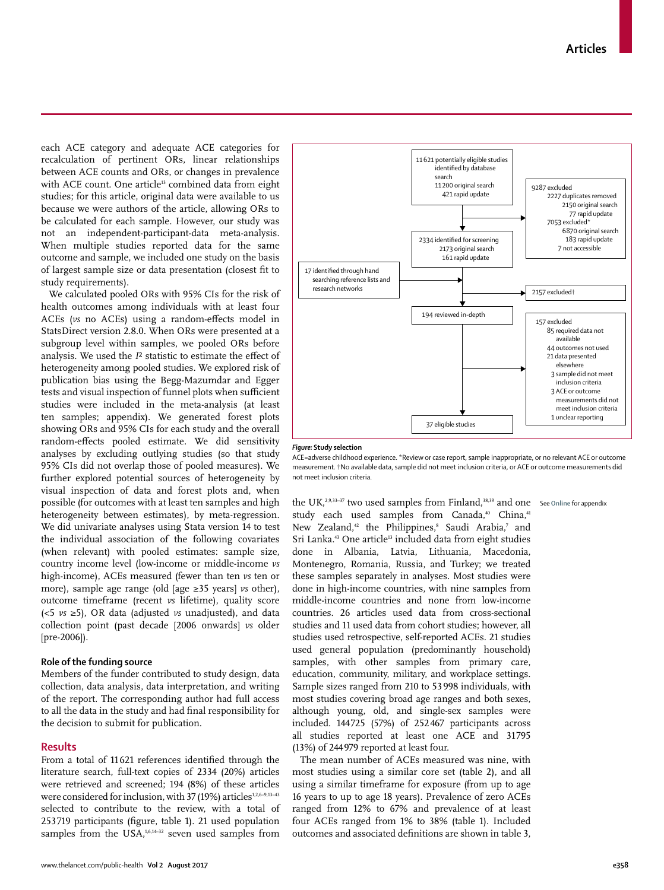each ACE category and adequate ACE categories for recalculation of pertinent ORs, linear relationships between ACE counts and ORs, or changes in prevalence with ACE count. One article[13] combined data from eight studies; for this article, original data were available to us because we were authors of the article, allowing ORs to be calculated for each sample. However, our study was not an independent-participant-data meta-analysis. When multiple studies reported data for the same outcome and sample, we included one study on the basis of largest sample size or data presentation (closest fit to study requirements).

We calculated pooled ORs with 95% CIs for the risk of health outcomes among individuals with at least four ACEs (*vs* no ACEs) using a random-effects model in StatsDirect version 2.8.0. When ORs were presented at a subgroup level within samples, we pooled ORs before analysis. We used the $I^2$ statistic to estimate the effect of heterogeneity among pooled studies. We explored risk of publication bias using the Begg-Mazumdar and Egger tests and visual inspection of funnel plots when sufficient studies were included in the meta-analysis (at least ten samples; appendix). We generated forest plots showing ORs and 95% CIs for each study and the overall random-effects pooled estimate. We did sensitivity analyses by excluding outlying studies (so that study 95% CIs did not overlap those of pooled measures). We further explored potential sources of heterogeneity by visual inspection of data and forest plots and, when possible (for outcomes with at least ten samples and high heterogeneity between estimates), by meta-regression. We did univariate analyses using Stata version 14 to test the individual association of the following covariates (when relevant) with pooled estimates: sample size, country income level (low-income or middle-income *vs* high-income), ACEs measured (fewer than ten *vs* ten or more), sample age range (old [age ≥35 years] *vs* other), outcome timeframe (recent *vs* lifetime), quality score (<5 *vs* ≥5), OR data (adjusted *vs* unadjusted), and data collection point (past decade [2006 onwards] *vs* older [pre-2006]).

### Role of the funding source

Members of the funder contributed to study design, data collection, data analysis, data interpretation, and writing of the report. The corresponding author had full access to all the data in the study and had final responsibility for the decision to submit for publication.

## Results

From a total of 11621 references identified through the literature search, full-text copies of 2334 (20%) articles were retrieved and screened; 194 (8%) of these articles were considered for inclusion, with 37 (19%) articles[1,2,6–9,13–43] selected to contribute to the review, with a total of 253719 participants (figure, table 1). 21 used population samples from the USA,[1,6,14–32] seven used samples from the UK,[2,9,33–37] two used samples from Finland,[38,39] and one study each used samples from Canada,[40] China,[41] New Zealand,[42] the Philippines,[8] Saudi Arabia,[7] and Sri Lanka.[43] One article[13] included data from eight studies done in Albania, Latvia, Lithuania, Macedonia, Montenegro, Romania, Russia, and Turkey; we treated these samples separately in analyses. Most studies were done in high-income countries, with nine samples from middle-income countries and none from low-income countries. 26 articles used data from cross-sectional studies and 11 used data from cohort studies; however, all studies used retrospective, self-reported ACEs. 21 studies used general population (predominantly household) samples, with other samples from primary care, education, community, military, and workplace settings. Sample sizes ranged from 210 to 53998 individuals, with most studies covering broad age ranges and both sexes, although young, old, and single-sex samples were included. 144725 (57%) of 252467 participants across all studies reported at least one ACE and 31795 (13%) of 244979 reported at least four.

See Online for appendix

The mean number of ACEs measured was nine, with most studies using a similar core set (table 2), and all using a similar timeframe for exposure (from up to age 16 years to up to age 18 years). Prevalence of zero ACEs ranged from 12% to 67% and prevalence of at least four ACEs ranged from 1% to 38% (table 1). Included outcomes and associated definitions are shown in table 3,

11621 potentially eligible studies identified by database search
- 11200 original search
- 421 rapid update

9287 excluded
- 2227 duplicates removed
  - 2150 original search
  - 77 rapid update
- 7053 excluded*
  - 6870 original search
  - 183 rapid update
- 7 not accessible

2334 identified for screening
- 2173 original search
- 161 rapid update

17 identified through hand searching reference lists and research networks

2157 excluded†

194 reviewed in-depth

157 excluded
- 85 required data not available
- 44 outcomes not used
- 21 data presented elsewhere
- 3 sample did not meet inclusion criteria
- 3 ACE or outcome measurements did not meet inclusion criteria
- 1 unclear reporting

37 eligible studies

**Figure: Study selection**

ACE=adverse childhood experience. *Review or case report, sample inappropriate, or no relevant ACE or outcome measurement. †No available data, sample did not meet inclusion criteria, or ACE or outcome measurements did not meet inclusion criteria.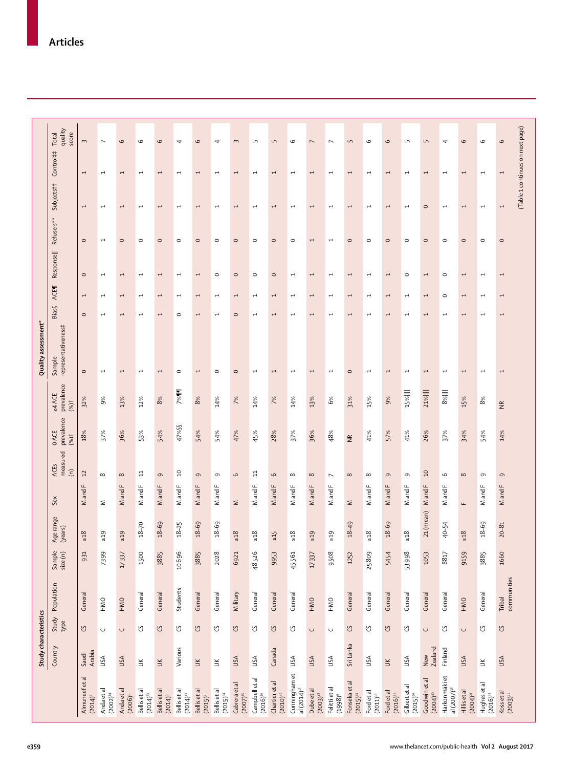## Articles

| | Study characteristics | | | | | | | | | | Quality assessment* | | | | | | | | |
|---|---|---|---|---|---|---|---|---|---|---|---|---|---|---|---|---|---|---|---|
| | Country | Study type | Population | Sample size (n) | Age range (years) | Sex | ACEs measured (n) | 0 ACE prevalence (%)† | ≥4 ACE prevalence (%)† | Sample representativeness‡ | Bias§ | ACE¶ | Response‖ | Refusers** | Subjects†† | Control‡‡ | Total quality score |
| Almuneef et al (2014)[7] | Saudi Arabia | CS | General | 931 | ≥18 | M and F | 12 | 18% | 32% | 0 | 0 | 1 | 0 | 0 | 1 | 1 | 3 |
| Anda et al (2002)[14] | USA | C | HMO | 7399 | ≥19 | M | 8 | 37% | 9% | 1 | 1 | 1 | 1 | 1 | 1 | 1 | 7 |
| Anda et al (2006)[1] | USA | C | HMO | 17 337 | ≥19 | M and F | 8 | 36% | 13% | 1 | 1 | 1 | 1 | 0 | 1 | 1 | 6 |
| Bellis et al (2014)[33] | UK | CS | General | 1500 | 18–70 | M and F | 11 | 53% | 12% | 1 | 1 | 1 | 1 | 0 | 1 | 1 | 6 |
| Bellis et al (2014)[3] | UK | CS | General | 3885 | 18–69 | M and F | 9 | 54% | 8% | 1 | 1 | 1 | 1 | 0 | 1 | 1 | 6 |
| Bellis et al (2014)[13] | Various | CS | Students | 10 696 | 18–25 | M and F | 10 | 47%§§ | 7%¶¶ | 0 | 0 | 1 | 1 | 0 | 1 | 1 | 4 |
| Bellis et al (2015)[2] | UK | CS | General | 3885 | 18–69 | M and F | 9 | 54% | 8% | 1 | 1 | 1 | 1 | 0 | 1 | 1 | 6 |
| Bellis et al (2015)[34] | UK | CS | General | 2028 | 18–69 | M and F | 9 | 54% | 14% | 0 | 1 | 1 | 0 | 0 | 1 | 1 | 4 |
| Cabrera et al (2007)[15] | USA | CS | Military | 6921 | ≥18 | M | 6 | 47% | 7% | 0 | 0 | 1 | 0 | 0 | 1 | 1 | 3 |
| Campbell et al (2016)[16] | USA | CS | General | 48 526 | ≥18 | M and F | 11 | 45% | 14% | 1 | 1 | 1 | 0 | 0 | 1 | 1 | 5 |
| Chartier et al (2010)[40] | Canada | CS | General | 9953 | ≥15 | M and F | 6 | 28% | 7% | 1 | 1 | 1 | 0 | 0 | 1 | 1 | 5 |
| Cunningham et al (2014)[17] | USA | CS | General | 45 561 | ≥18 | M and F | 8 | 37% | 14% | 1 | 1 | 1 | 1 | 0 | 1 | 1 | 6 |
| Dube et al (2003)[18] | USA | C | HMO | 17 337 | ≥19 | M and F | 8 | 36% | 13% | 1 | 1 | 1 | 1 | 1 | 1 | 1 | 7 |
| Felitti et al (1998)[6] | USA | C | HMO | 9508 | ≥19 | M and F | 7 | 48% | 6% | 1 | 1 | 1 | 1 | 1 | 1 | 1 | 7 |
| Fonseka et al (2015)[41] | Sri Lanka | CS | General | 1252 | 18–49 | M | 8 | NR | 31% | 0 | 1 | 1 | 1 | 0 | 1 | 1 | 5 |
| Ford et al (2011)[19] | USA | CS | General | 25 809 | ≥18 | M and F | 8 | 41% | 15% | 1 | 1 | 1 | 1 | 0 | 1 | 1 | 6 |
| Ford et al (2016)[35] | UK | CS | General | 5454 | 18–69 | M and F | 9 | 57% | 9% | 1 | 1 | 1 | 1 | 0 | 1 | 1 | 6 |
| Gilbert et al (2015)[20] | USA | CS | General | 53 998 | ≥18 | M and F | 9 | 41% | 15%‖‖ | 1 | 1 | 1 | 0 | 0 | 1 | 1 | 5 |
| Goodwin et al (2004)[42] | New Zealand | C | General | 1053 | 21 (mean) | M and F | 10 | 26% | 21%‖‖ | 1 | 1 | 1 | 1 | 0 | 0 | 1 | 5 |
| Harkonmäki et al (2007)[38] | Finland | CS | General | 8817 | 40–54 | M and F | 6 | 37% | 8%‖‖ | 1 | 1 | 0 | 0 | 0 | 1 | 1 | 4 |
| Hillis et al (2004)[21] | USA | C | HMO | 9159 | ≥18 | F | 8 | 34% | 15% | 1 | 1 | 1 | 1 | 0 | 1 | 1 | 6 |
| Hughes et al (2016)[36] | UK | CS | General | 3885 | 18–69 | M and F | 9 | 54% | 8% | 1 | 1 | 1 | 1 | 0 | 1 | 1 | 6 |
| Koss et al (2003)[22] | USA | CS | Tribal communities | 1660 | 20–81 | M and F | 9 | 14% | NR | 1 | 1 | 1 | 1 | 0 | 1 | 1 | 6 |

(Table 1 continues on next page)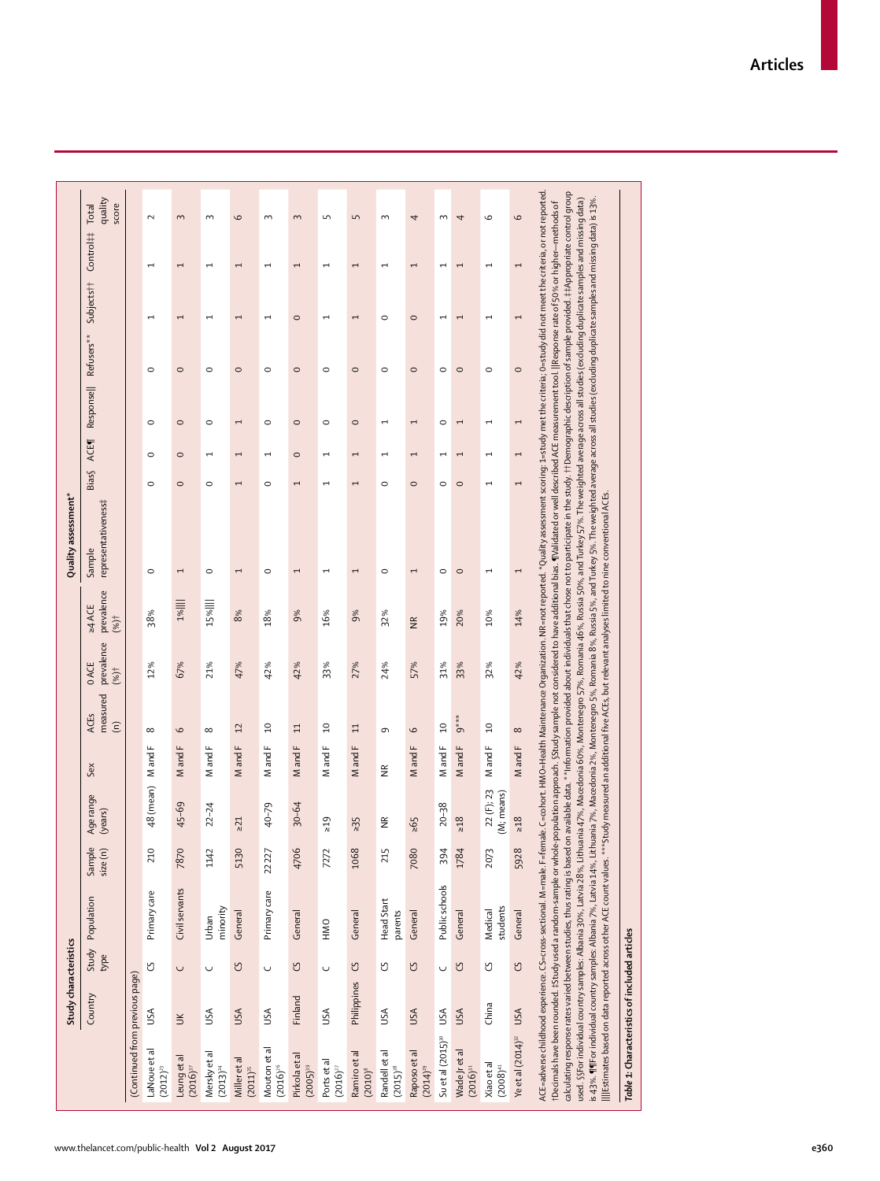| | Study characteristics | | | | | | | | | Quality assessment* | | | | | | | |
|---|---|---|---|---|---|---|---|---|---|---|---|---|---|---|---|---|---|
| | Country | Study type | Population | Sample size (n) | Age range (years) | Sex | ACEs measured (n) | 0 ACE prevalence (%)† | ≥4 ACE prevalence (%)† | Sample representativeness‡ | Bias§ | ACE¶ | Response‖ | Refusers** | Subjects†† | Control‡‡ | Total quality score |
| (Continued from previous page) | | | | | | | | | | | | | | | | | |
| LaNoue et al (2012)[23] | USA | CS | Primary care | 210 | 48 (mean) | M and F | 8 | 12% | 38% | 0 | 0 | 0 | 0 | 0 | 1 | 1 | 2 |
| Leung et al (2016)[37] | UK | C | Civil servants | 7870 | 45–69 | M and F | 6 | 67% | 1%‖‖ | 1 | 0 | 0 | 0 | 0 | 1 | 1 | 3 |
| Mersky et al (2013)[34] | USA | C | Urban minority | 1142 | 22–24 | M and F | 8 | 21% | 15%‖‖ | 0 | 0 | 1 | 0 | 0 | 1 | 1 | 3 |
| Miller et al (2011)[35] | USA | CS | General | 5130 | ≥21 | M and F | 12 | 47% | 8% | 1 | 1 | 1 | 1 | 0 | 1 | 1 | 6 |
| Mouton et al (2016)[36] | USA | C | Primary care | 22227 | 40–79 | M and F | 10 | 42% | 18% | 0 | 0 | 1 | 0 | 0 | 1 | 1 | 3 |
| Pirkola et al (2005)[19] | Finland | CS | General | 4706 | 30–64 | M and F | 11 | 42% | 9% | 1 | 1 | 0 | 0 | 0 | 0 | 1 | 3 |
| Ports et al (2016)[27] | USA | C | HMO | 7272 | ≥19 | M and F | 10 | 33% | 16% | 1 | 1 | 1 | 0 | 0 | 1 | 1 | 5 |
| Ramiro et al (2010)[9] | Philippines | CS | General | 1068 | ≥35 | M and F | 11 | 27% | 9% | 1 | 1 | 1 | 0 | 0 | 1 | 1 | 5 |
| Randell et al (2015)[28] | USA | CS | Head Start parents | 215 | NR | NR | 9 | 24% | 32% | 0 | 0 | 1 | 1 | 0 | 0 | 1 | 3 |
| Raposo et al (2014)[29] | USA | CS | General | 7080 | ≥65 | M and F | 6 | 57% | NR | 1 | 0 | 1 | 1 | 0 | 0 | 1 | 4 |
| Su et al (2015)[30] | USA | C | Public schools | 394 | 20–38 | M and F | 10 | 31% | 19% | 0 | 0 | 1 | 0 | 0 | 1 | 1 | 3 |
| Wade Jr et al (2016)[31] | USA | CS | General | 1784 | ≥18 | M and F | 9*** | 33% | 20% | 0 | 0 | 1 | 1 | 0 | 1 | 1 | 4 |
| Xiao et al (2008)[41] | China | CS | Medical students | 2073 | 22 (F); 23 (M; means) | M and F | 10 | 32% | 10% | 1 | 1 | 1 | 1 | 0 | 1 | 1 | 6 |
| Ye et al (2014)[32] | USA | CS | General | 5928 | ≥18 | M and F | 8 | 42% | 14% | 1 | 1 | 1 | 1 | 0 | 1 | 1 | 6 |

ACE=adverse childhood experience. CS=cross-sectional. M=male. F=female. C=cohort. HMO=Health Maintenance Organization. NR=not reported. *Quality assessment scoring: 1=study met the criteria; 0=study did not meet the criteria, or not reported. †Decimals have been rounded. ‡Study used a random-sample or whole-population approach. §Study sample not considered to have additional bias. ¶Validated or well described ACE measurement tool. ‖Response rate of 50% or higher—methods of calculating response rates varied between studies, thus rating is based on available data. **Information provided about individuals that chose not to participate in the study. ††Demographic description of sample provided. ‡‡Appropriate control group used. §§For individual country samples: Albania 30%, Latvia 28%, Lithuania 47%, Macedonia 60%, Montenegro 57%, Romania 46%, Russia 50%, and Turkey 57%. The weighted average across all studies (excluding duplicate samples and missing data) is 43%. ¶¶For individual country samples: Albania 7%, Latvia 14%, Lithuania 7%, Macedonia 2%, Montenegro 5%, Romania 8%, Russia 5%, and Turkey 5%. The weighted average across all studies (excluding duplicate samples and missing data) is 13%. ‖‖Estimates based on data reported across other ACE count values. ***Study measured an additional five ACEs, but relevant analyses limited to nine conventional ACEs.

*Table 1:* Characteristics of included articles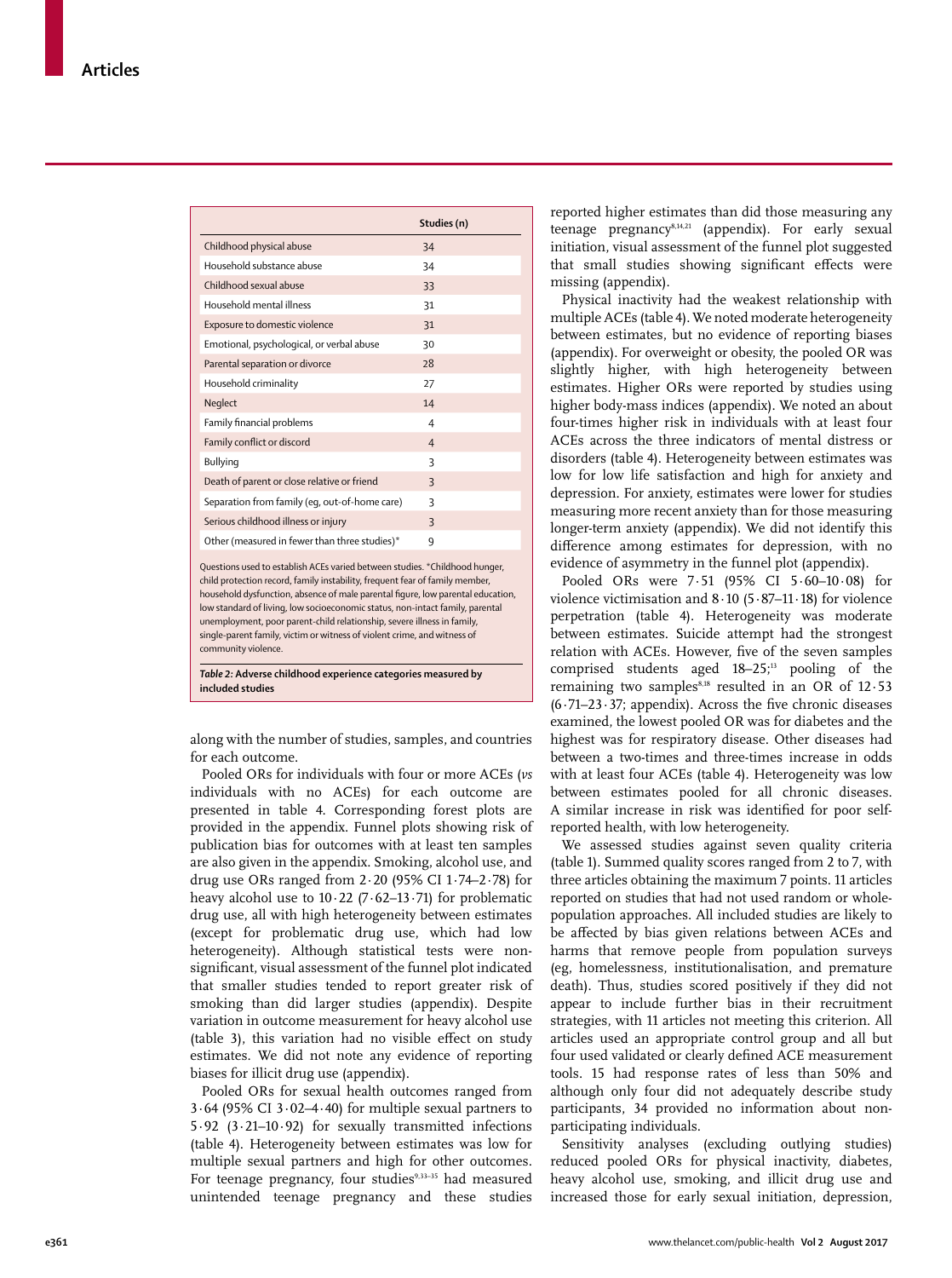| | Studies (n) |
|---|---|
| Childhood physical abuse | 34 |
| Household substance abuse | 34 |
| Childhood sexual abuse | 33 |
| Household mental illness | 31 |
| Exposure to domestic violence | 31 |
| Emotional, psychological, or verbal abuse | 30 |
| Parental separation or divorce | 28 |
| Household criminality | 27 |
| Neglect | 14 |
| Family financial problems | 4 |
| Family conflict or discord | 4 |
| Bullying | 3 |
| Death of parent or close relative or friend | 3 |
| Separation from family (eg, out-of-home care) | 3 |
| Serious childhood illness or injury | 3 |
| Other (measured in fewer than three studies)* | 9 |

Questions used to establish ACEs varied between studies. *Childhood hunger, child protection record, family instability, frequent fear of family member, household dysfunction, absence of male parental figure, low parental education, low standard of living, low socioeconomic status, non-intact family, parental unemployment, poor parent-child relationship, severe illness in family, single-parent family, victim or witness of violent crime, and witness of community violence.

***Table 2:* Adverse childhood experience categories measured by included studies**

along with the number of studies, samples, and countries for each outcome.

Pooled ORs for individuals with four or more ACEs (*vs* individuals with no ACEs) for each outcome are presented in table 4. Corresponding forest plots are provided in the appendix. Funnel plots showing risk of publication bias for outcomes with at least ten samples are also given in the appendix. Smoking, alcohol use, and drug use ORs ranged from 2·20 (95% CI 1·74–2·78) for heavy alcohol use to 10·22 (7·62–13·71) for problematic drug use, all with high heterogeneity between estimates (except for problematic drug use, which had low heterogeneity). Although statistical tests were non-significant, visual assessment of the funnel plot indicated that smaller studies tended to report greater risk of smoking than did larger studies (appendix). Despite variation in outcome measurement for heavy alcohol use (table 3), this variation had no visible effect on study estimates. We did not note any evidence of reporting biases for illicit drug use (appendix).

Pooled ORs for sexual health outcomes ranged from 3·64 (95% CI 3·02–4·40) for multiple sexual partners to 5·92 (3·21–10·92) for sexually transmitted infections (table 4). Heterogeneity between estimates was low for multiple sexual partners and high for other outcomes. For teenage pregnancy, four studies[9,33–35] had measured unintended teenage pregnancy and these studies reported higher estimates than did those measuring any teenage pregnancy[8,14,21] (appendix). For early sexual initiation, visual assessment of the funnel plot suggested that small studies showing significant effects were missing (appendix).

Physical inactivity had the weakest relationship with multiple ACEs (table 4). We noted moderate heterogeneity between estimates, but no evidence of reporting biases (appendix). For overweight or obesity, the pooled OR was slightly higher, with high heterogeneity between estimates. Higher ORs were reported by studies using higher body-mass indices (appendix). We noted an about four-times higher risk in individuals with at least four ACEs across the three indicators of mental distress or disorders (table 4). Heterogeneity between estimates was low for low life satisfaction and high for anxiety and depression. For anxiety, estimates were lower for studies measuring more recent anxiety than for those measuring longer-term anxiety (appendix). We did not identify this difference among estimates for depression, with no evidence of asymmetry in the funnel plot (appendix).

Pooled ORs were 7·51 (95% CI 5·60–10·08) for violence victimisation and 8·10 (5·87–11·18) for violence perpetration (table 4). Heterogeneity was moderate between estimates. Suicide attempt had the strongest relation with ACEs. However, five of the seven samples comprised students aged 18–25;[13] pooling of the remaining two samples[8,18] resulted in an OR of 12·53 (6·71–23·37; appendix). Across the five chronic diseases examined, the lowest pooled OR was for diabetes and the highest was for respiratory disease. Other diseases had between a two-times and three-times increase in odds with at least four ACEs (table 4). Heterogeneity was low between estimates pooled for all chronic diseases. A similar increase in risk was identified for poor self-reported health, with low heterogeneity.

We assessed studies against seven quality criteria (table 1). Summed quality scores ranged from 2 to 7, with three articles obtaining the maximum 7 points. 11 articles reported on studies that had not used random or whole-population approaches. All included studies are likely to be affected by bias given relations between ACEs and harms that remove people from population surveys (eg, homelessness, institutionalisation, and premature death). Thus, studies scored positively if they did not appear to include further bias in their recruitment strategies, with 11 articles not meeting this criterion. All articles used an appropriate control group and all but four used validated or clearly defined ACE measurement tools. 15 had response rates of less than 50% and although only four did not adequately describe study participants, 34 provided no information about non-participating individuals.

Sensitivity analyses (excluding outlying studies) reduced pooled ORs for physical inactivity, diabetes, heavy alcohol use, smoking, and illicit drug use and increased those for early sexual initiation, depression,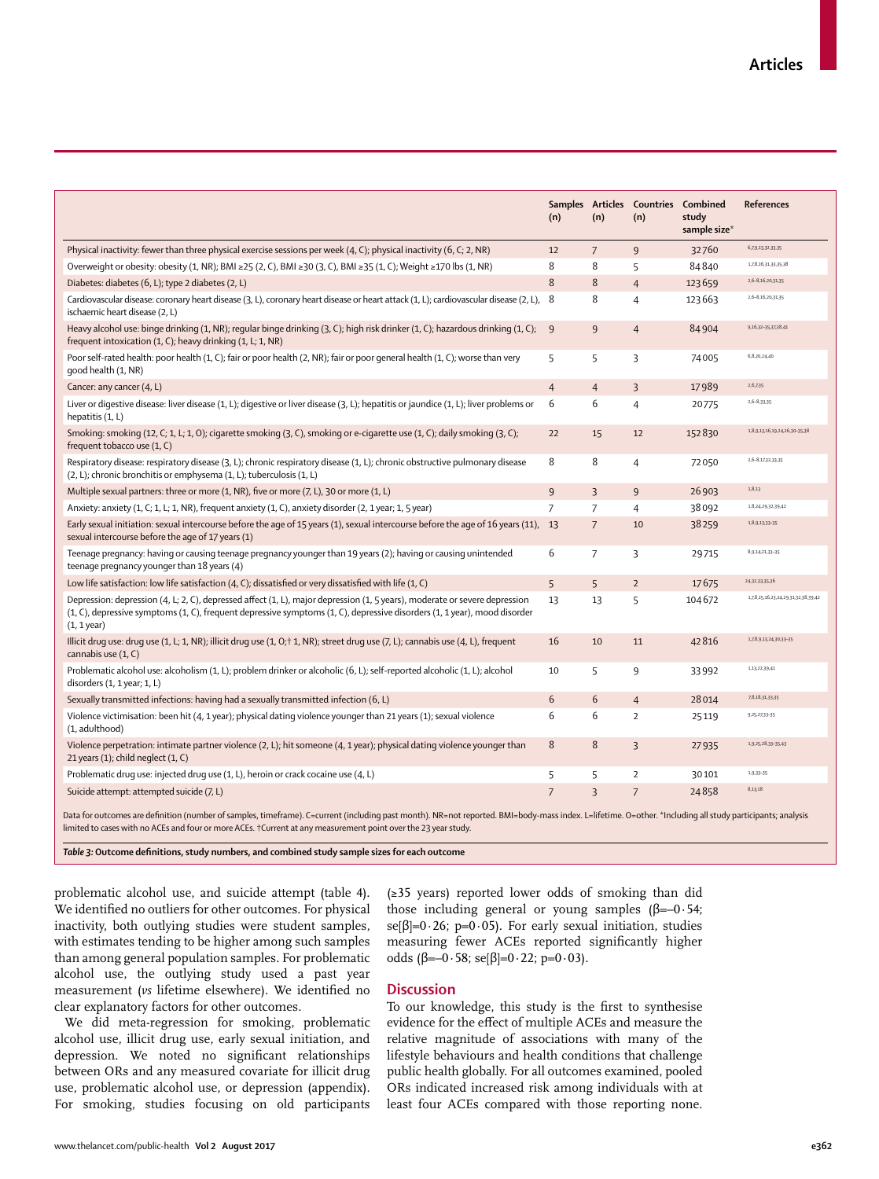| | Samples (n) | Articles (n) | Countries (n) | Combined study sample size* | References |
|---|---|---|---|---|---|
| Physical inactivity: fewer than three physical exercise sessions per week (4, C); physical inactivity (6, C; 2, NR) | 12 | 7 | 9 | 32 760 | 6,7,9,13,32,33,35 |
| Overweight or obesity: obesity (1, NR); BMI ≥25 (2, C), BMI ≥30 (3, C), BMI ≥35 (1, C); Weight ≥170 lbs (1, NR) | 8 | 8 | 5 | 84 840 | 1,7,8,16,31,33,35,38 |
| Diabetes: diabetes (6, L); type 2 diabetes (2, L) | 8 | 8 | 4 | 123 659 | 2,6–8,16,20,31,35 |
| Cardiovascular disease: coronary heart disease (3, L), coronary heart disease or heart attack (1, L); cardiovascular disease (2, L), ischaemic heart disease (2, L) | 8 | 8 | 4 | 123 663 | 2,6–8,16,20,31,35 |
| Heavy alcohol use: binge drinking (1, NR); regular binge drinking (3, C); high risk drinker (1, C); hazardous drinking (1, C); frequent intoxication (1, C); heavy drinking (1, L; 1, NR) | 9 | 9 | 4 | 84 904 | 9,16,32–35,37,38,41 |
| Poor self-rated health: poor health (1, C); fair or poor health (2, NR); fair or poor general health (1, C); worse than very good health (1, NR) | 5 | 5 | 3 | 74 005 | 6,8,20,24,40 |
| Cancer: any cancer (4, L) | 4 | 4 | 3 | 17 989 | 2,6,7,35 |
| Liver or digestive disease: liver disease (1, L); digestive or liver disease (3, L); hepatitis or jaundice (1, L); liver problems or hepatitis (1, L) | 6 | 6 | 4 | 20 775 | 2,6–8,33,35 |
| Smoking: smoking (12, C; 1, L; 1, O); cigarette smoking (3, C), smoking or e-cigarette use (1, C); daily smoking (3, C); frequent tobacco use (1, C) | 22 | 15 | 12 | 152 830 | 1,8,9,13,16,19,24,26,30–35,38 |
| Respiratory disease: respiratory disease (3, L); chronic respiratory disease (1, L); chronic obstructive pulmonary disease (2, L); chronic bronchitis or emphysema (1, L); tuberculosis (1, L) | 8 | 8 | 4 | 72 050 | 2,6–8,17,32,33,35 |
| Multiple sexual partners: three or more (1, NR), five or more (7, L), 30 or more (1, L) | 9 | 3 | 9 | 26 903 | 1,8,13 |
| Anxiety: anxiety (1, C; 1, L; 1, NR), frequent anxiety (1, C), anxiety disorder (2, 1 year; 1, 5 year) | 7 | 7 | 4 | 38 092 | 1,8,24,29,32,39,42 |
| Early sexual initiation: sexual intercourse before the age of 15 years (1), sexual intercourse before the age of 16 years (11), sexual intercourse before the age of 17 years (1) | 13 | 7 | 10 | 38 259 | 1,8,9,13,33–35 |
| Teenage pregnancy: having or causing teenage pregnancy younger than 19 years (2); having or causing unintended teenage pregnancy younger than 18 years (4) | 6 | 7 | 3 | 29 715 | 8,9,14,21,33–35 |
| Low life satisfaction: low life satisfaction (4, C); dissatisfied or very dissatisfied with life (1, C) | 5 | 5 | 2 | 17 675 | 24,32,33,35,36 |
| Depression: depression (4, L; 2, C), depressed affect (1, L), major depression (1, 5 years), moderate or severe depression (1, C), depressive symptoms (1, C), frequent depressive symptoms (1, C), depressive disorders (1, 1 year), mood disorder (1, 1 year) | 13 | 13 | 5 | 104 672 | 1,7,8,15,16,23,24,29,31,32,38,39,42 |
| Illicit drug use: drug use (1, L; 1, NR); illicit drug use (1, O;† 1, NR); street drug use (7, L); cannabis use (4, L), frequent cannabis use (1, C) | 16 | 10 | 11 | 42 816 | 1,7,8,9,13,24,30,33–35 |
| Problematic alcohol use: alcoholism (1, L); problem drinker or alcoholic (6, L); self-reported alcoholic (1, L); alcohol disorders (1, 1 year; 1, L) | 10 | 5 | 9 | 33 992 | 1,13,22,39,41 |
| Sexually transmitted infections: having had a sexually transmitted infection (6, L) | 6 | 6 | 4 | 28 014 | 7,8,18,31,33,35 |
| Violence victimisation: been hit (4, 1 year); physical dating violence younger than 21 years (1); sexual violence (1, adulthood) | 6 | 6 | 2 | 25 119 | 9,25,27,33–35 |
| Violence perpetration: intimate partner violence (2, L); hit someone (4, 1 year); physical dating violence younger than 21 years (1); child neglect (1, C) | 8 | 8 | 3 | 27 935 | 1,9,25,28,33–35,43 |
| Problematic drug use: injected drug use (1, L), heroin or crack cocaine use (4, L) | 5 | 5 | 2 | 30 101 | 1,9,33–35 |
| Suicide attempt: attempted suicide (7, L) | 7 | 3 | 7 | 24 858 | 8,13,18 |

Data for outcomes are definition (number of samples, timeframe). C=current (including past month). NR=not reported. BMI=body-mass index. L=lifetime. O=other. *Including all study participants; analysis limited to cases with no ACEs and four or more ACEs. †Current at any measurement point over the 23 year study.

***Table 3:* Outcome definitions, study numbers, and combined study sample sizes for each outcome**

problematic alcohol use, and suicide attempt (table 4). We identified no outliers for other outcomes. For physical inactivity, both outlying studies were student samples, with estimates tending to be higher among such samples than among general population samples. For problematic alcohol use, the outlying study used a past year measurement (*vs* lifetime elsewhere). We identified no clear explanatory factors for other outcomes.

We did meta-regression for smoking, problematic alcohol use, illicit drug use, early sexual initiation, and depression. We noted no significant relationships between ORs and any measured covariate for illicit drug use, problematic alcohol use, or depression (appendix). For smoking, studies focusing on old participants (≥35 years) reported lower odds of smoking than did those including general or young samples ($\beta=-0 \cdot 54$; se[$\beta$]=$0 \cdot 26$; $p=0 \cdot 05$). For early sexual initiation, studies measuring fewer ACEs reported significantly higher odds ($\beta=-0 \cdot 58$; se[$\beta$]=$0 \cdot 22$; $p=0 \cdot 03$).

## Discussion

To our knowledge, this study is the first to synthesise evidence for the effect of multiple ACEs and measure the relative magnitude of associations with many of the lifestyle behaviours and health conditions that challenge public health globally. For all outcomes examined, pooled ORs indicated increased risk among individuals with at least four ACEs compared with those reporting none.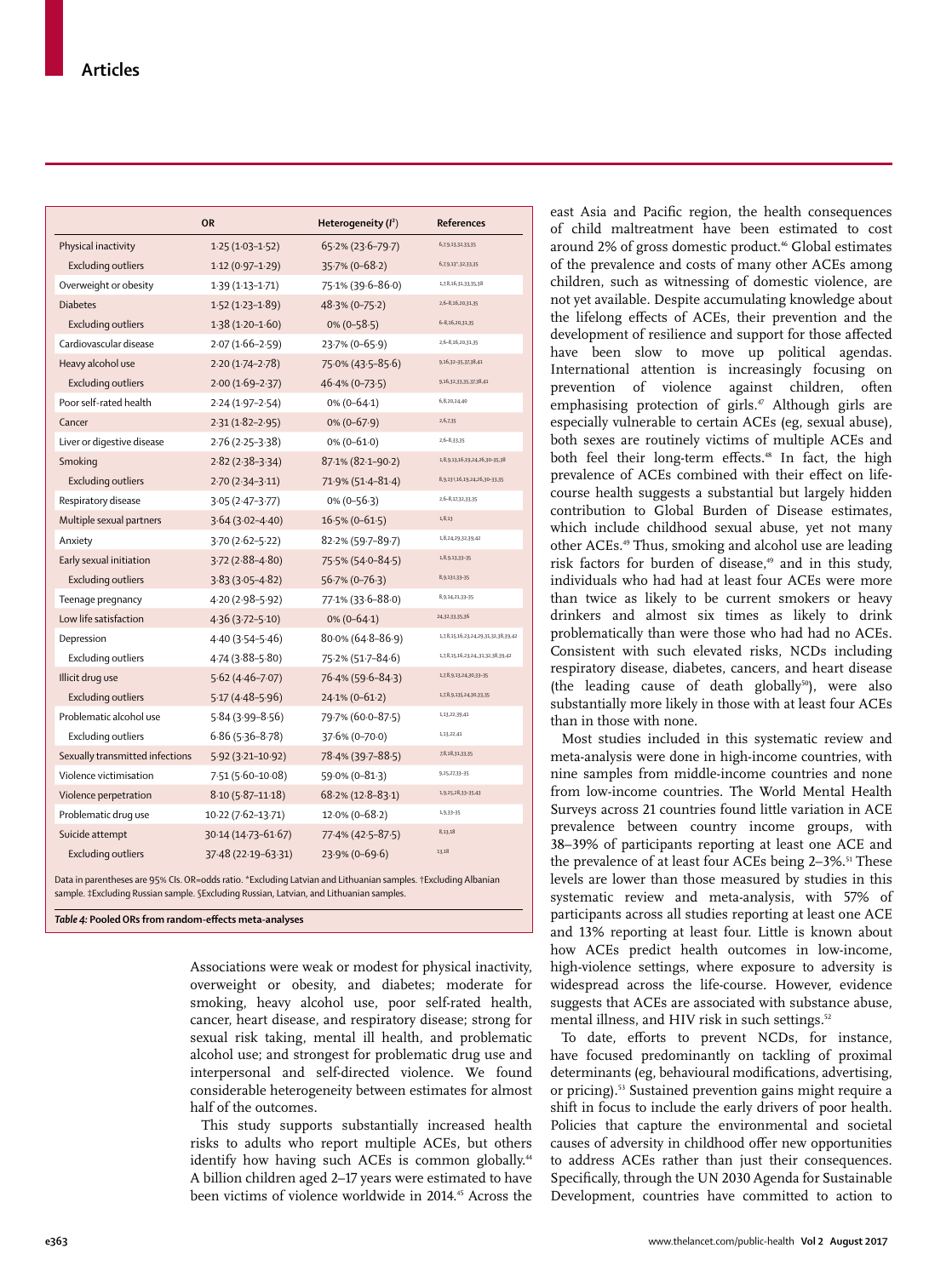| | OR | Heterogeneity ($I^2$) | References |
|---|---|---|---|
| Physical inactivity | 1·25 (1·03–1·52) | 65·2% (23·6–79·7) | 6,7,9,13,32,33,35 |
| Excluding outliers | 1·12 (0·97–1·29) | 35·7% (0–68·2) | 6,7,9,13*,32,33,35 |
| Overweight or obesity | 1·39 (1·13–1·71) | 75·1% (39·6–86·0) | 1,7,8,16,31,33,35,38 |
| Diabetes | 1·52 (1·23–1·89) | 48·3% (0–75·2) | 2,6–8,16,20,31,35 |
| Excluding outliers | 1·38 (1·20–1·60) | 0% (0–58·5) | 6–8,16,20,31,35 |
| Cardiovascular disease | 2·07 (1·66–2·59) | 23·7% (0–65·9) | 2,6–8,16,20,31,35 |
| Heavy alcohol use | 2·20 (1·74–2·78) | 75·0% (43·5–85·6) | 9,16,32–35,37,38,41 |
| Excluding outliers | 2·00 (1·69–2·37) | 46·4% (0–73·5) | 9,16,32,33,35,37,38,41 |
| Poor self-rated health | 2·24 (1·97–2·54) | 0% (0–64·1) | 6,8,20,24,40 |
| Cancer | 2·31 (1·82–2·95) | 0% (0–67·9) | 2,6,7,35 |
| Liver or digestive disease | 2·76 (2·25–3·38) | 0% (0–61·0) | 2,6–8,33,35 |
| Smoking | 2·82 (2·38–3·34) | 87·1% (82·1–90·2) | 1,8,9,13,16,19,24,26,30–35,38 |
| Excluding outliers | 2·70 (2·34–3·11) | 71·9% (51·4–81·4) | 8,9,13†,16,19,24,26,30–33,35 |
| Respiratory disease | 3·05 (2·47–3·77) | 0% (0–56·3) | 2,6–8,17,32,33,35 |
| Multiple sexual partners | 3·64 (3·02–4·40) | 16·5% (0–61·5) | 1,8,13 |
| Anxiety | 3·70 (2·62–5·22) | 82·2% (59·7–89·7) | 1,8,24,29,32,39,42 |
| Early sexual initiation | 3·72 (2·88–4·80) | 75·5% (54·0–84·5) | 1,8,9,13,33–35 |
| Excluding outliers | 3·83 (3·05–4·82) | 56·7% (0–76·3) | 8,9,13‡,33–35 |
| Teenage pregnancy | 4·20 (2·98–5·92) | 77·1% (33·6–88·0) | 8,9,14,21,33–35 |
| Low life satisfaction | 4·36 (3·72–5·10) | 0% (0–64·1) | 24,32,33,35,36 |
| Depression | 4·40 (3·54–5·46) | 80·0% (64·8–86·9) | 1,7,8,15,16,23,24,29,31,32,38,39,42 |
| Excluding outliers | 4·74 (3·88–5·80) | 75·2% (51·7–84·6) | 1,7,8,15,16,23,24,31,32,38,39,42 |
| Illicit drug use | 5·62 (4·46–7·07) | 76·4% (59·6–84·3) | 1,7,8,9,13,24,30,33–35 |
| Excluding outliers | 5·17 (4·48–5·96) | 24·1% (0–61·2) | 1,7,8,9,13§,24,30,33,35 |
| Problematic alcohol use | 5·84 (3·99–8·56) | 79·7% (60·0–87·5) | 1,13,22,39,41 |
| Excluding outliers | 6·86 (5·36–8·78) | 37·6% (0–70·0) | 1,13,22,41 |
| Sexually transmitted infections | 5·92 (3·21–10·92) | 78·4% (39·7–88·5) | 7,8,18,31,33,35 |
| Violence victimisation | 7·51 (5·60–10·08) | 59·0% (0–81·3) | 9,25,27,33–35 |
| Violence perpetration | 8·10 (5·87–11·18) | 68·2% (12·8–83·1) | 1,9,25,28,33–35,43 |
| Problematic drug use | 10·22 (7·62–13·71) | 12·0% (0–68·2) | 1,9,33–35 |
| Suicide attempt | 30·14 (14·73–61·67) | 77·4% (42·5–87·5) | 8,13,18 |
| Excluding outliers | 37·48 (22·19–63·31) | 23·9% (0–69·6) | 13,18 |

Data in parentheses are 95% CIs. OR=odds ratio. *Excluding Latvian and Lithuanian samples. †Excluding Albanian sample. ‡Excluding Russian sample. §Excluding Russian, Latvian, and Lithuanian samples.

*Table 4:* **Pooled ORs from random-effects meta-analyses**

Associations were weak or modest for physical inactivity, overweight or obesity, and diabetes; moderate for smoking, heavy alcohol use, poor self-rated health, cancer, heart disease, and respiratory disease; strong for sexual risk taking, mental ill health, and problematic alcohol use; and strongest for problematic drug use and interpersonal and self-directed violence. We found considerable heterogeneity between estimates for almost half of the outcomes.

This study supports substantially increased health risks to adults who report multiple ACEs, but others identify how having such ACEs is common globally.[44] A billion children aged 2–17 years were estimated to have been victims of violence worldwide in 2014.[45] Across the east Asia and Pacific region, the health consequences of child maltreatment have been estimated to cost around 2% of gross domestic product.[46] Global estimates of the prevalence and costs of many other ACEs among children, such as witnessing of domestic violence, are not yet available. Despite accumulating knowledge about the lifelong effects of ACEs, their prevention and the development of resilience and support for those affected have been slow to move up political agendas. International attention is increasingly focusing on prevention of violence against children, often emphasising protection of girls.[47] Although girls are especially vulnerable to certain ACEs (eg, sexual abuse), both sexes are routinely victims of multiple ACEs and both feel their long-term effects.[48] In fact, the high prevalence of ACEs combined with their effect on life-course health suggests a substantial but largely hidden contribution to Global Burden of Disease estimates, which include childhood sexual abuse, yet not many other ACEs.[49] Thus, smoking and alcohol use are leading risk factors for burden of disease,[49] and in this study, individuals who had had at least four ACEs were more than twice as likely to be current smokers or heavy drinkers and almost six times as likely to drink problematically than were those who had had no ACEs. Consistent with such elevated risks, NCDs including respiratory disease, diabetes, cancers, and heart disease (the leading cause of death globally[50]), were also substantially more likely in those with at least four ACEs than in those with none.

Most studies included in this systematic review and meta-analysis were done in high-income countries, with nine samples from middle-income countries and none from low-income countries. The World Mental Health Surveys across 21 countries found little variation in ACE prevalence between country income groups, with 38–39% of participants reporting at least one ACE and the prevalence of at least four ACEs being 2–3%.[51] These levels are lower than those measured by studies in this systematic review and meta-analysis, with 57% of participants across all studies reporting at least one ACE and 13% reporting at least four. Little is known about how ACEs predict health outcomes in low-income, high-violence settings, where exposure to adversity is widespread across the life-course. However, evidence suggests that ACEs are associated with substance abuse, mental illness, and HIV risk in such settings.[52]

To date, efforts to prevent NCDs, for instance, have focused predominantly on tackling of proximal determinants (eg, behavioural modifications, advertising, or pricing).[53] Sustained prevention gains might require a shift in focus to include the early drivers of poor health. Policies that capture the environmental and societal causes of adversity in childhood offer new opportunities to address ACEs rather than just their consequences. Specifically, through the UN 2030 Agenda for Sustainable Development, countries have committed to action to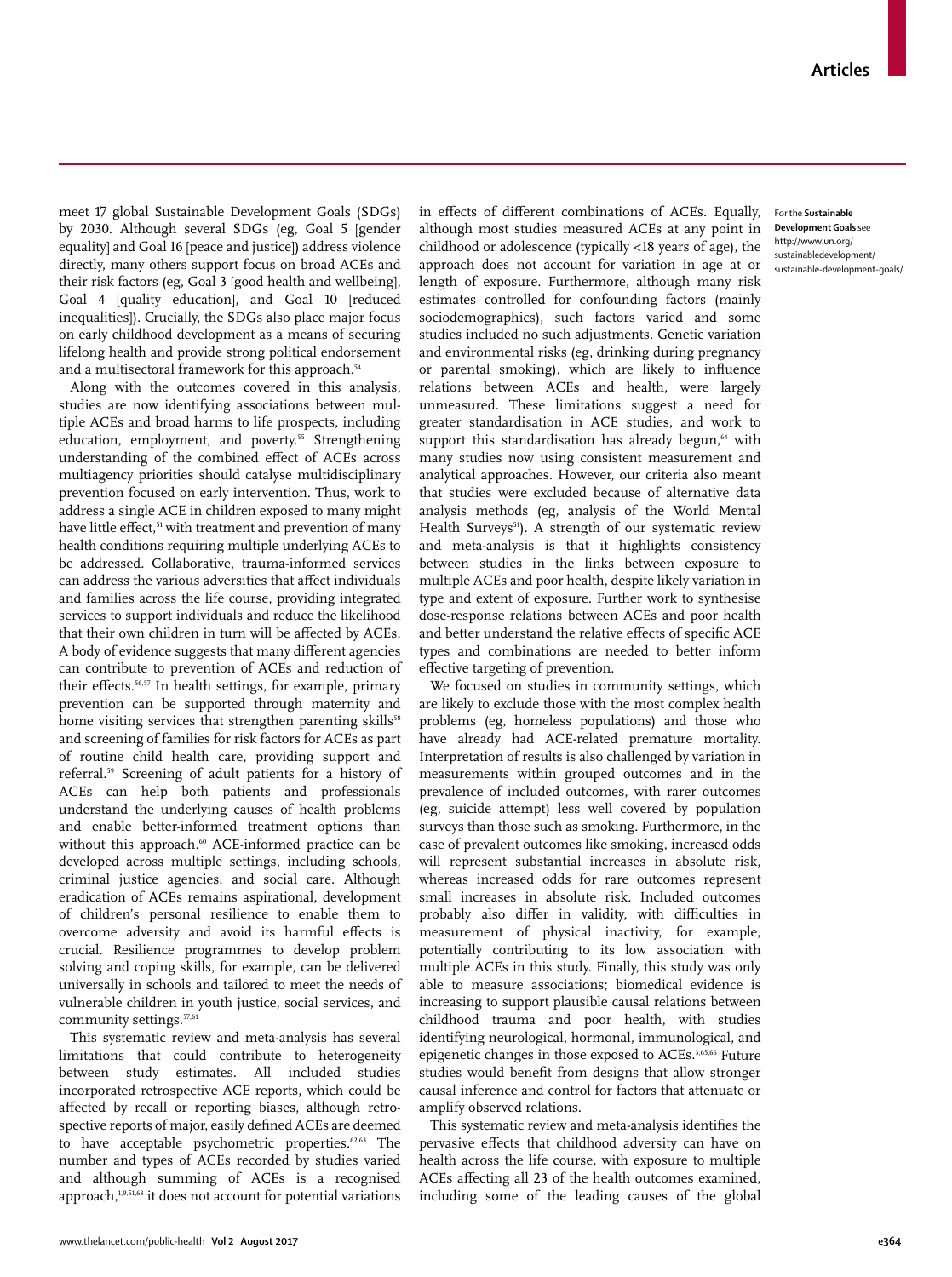meet 17 global Sustainable Development Goals (SDGs) by 2030. Although several SDGs (eg, Goal 5 [gender equality] and Goal 16 [peace and justice]) address violence directly, many others support focus on broad ACEs and their risk factors (eg, Goal 3 [good health and wellbeing], Goal 4 [quality education], and Goal 10 [reduced inequalities]). Crucially, the SDGs also place major focus on early childhood development as a means of securing lifelong health and provide strong political endorsement and a multisectoral framework for this approach.[54]

For the **Sustainable Development Goals** see http://www.un.org/sustainabledevelopment/sustainable-development-goals/

Along with the outcomes covered in this analysis, studies are now identifying associations between multiple ACEs and broad harms to life prospects, including education, employment, and poverty.[55] Strengthening understanding of the combined effect of ACEs across multiagency priorities should catalyse multidisciplinary prevention focused on early intervention. Thus, work to address a single ACE in children exposed to many might have little effect,[51] with treatment and prevention of many health conditions requiring multiple underlying ACEs to be addressed. Collaborative, trauma-informed services can address the various adversities that affect individuals and families across the life course, providing integrated services to support individuals and reduce the likelihood that their own children in turn will be affected by ACEs. A body of evidence suggests that many different agencies can contribute to prevention of ACEs and reduction of their effects.[56,57] In health settings, for example, primary prevention can be supported through maternity and home visiting services that strengthen parenting skills[58] and screening of families for risk factors for ACEs as part of routine child health care, providing support and referral.[59] Screening of adult patients for a history of ACEs can help both patients and professionals understand the underlying causes of health problems and enable better-informed treatment options than without this approach.[60] ACE-informed practice can be developed across multiple settings, including schools, criminal justice agencies, and social care. Although eradication of ACEs remains aspirational, development of children's personal resilience to enable them to overcome adversity and avoid its harmful effects is crucial. Resilience programmes to develop problem solving and coping skills, for example, can be delivered universally in schools and tailored to meet the needs of vulnerable children in youth justice, social services, and community settings.[57,61]

This systematic review and meta-analysis has several limitations that could contribute to heterogeneity between study estimates. All included studies incorporated retrospective ACE reports, which could be affected by recall or reporting biases, although retrospective reports of major, easily defined ACEs are deemed to have acceptable psychometric properties.[62,63] The number and types of ACEs recorded by studies varied and although summing of ACEs is a recognised approach,[1,9,51,63] it does not account for potential variations in effects of different combinations of ACEs. Equally, although most studies measured ACEs at any point in childhood or adolescence (typically <18 years of age), the approach does not account for variation in age at or length of exposure. Furthermore, although many risk estimates controlled for confounding factors (mainly sociodemographics), such factors varied and some studies included no such adjustments. Genetic variation and environmental risks (eg, drinking during pregnancy or parental smoking), which are likely to influence relations between ACEs and health, were largely unmeasured. These limitations suggest a need for greater standardisation in ACE studies, and work to support this standardisation has already begun,[64] with many studies now using consistent measurement and analytical approaches. However, our criteria also meant that studies were excluded because of alternative data analysis methods (eg, analysis of the World Mental Health Surveys[51]). A strength of our systematic review and meta-analysis is that it highlights consistency between studies in the links between exposure to multiple ACEs and poor health, despite likely variation in type and extent of exposure. Further work to synthesise dose-response relations between ACEs and poor health and better understand the relative effects of specific ACE types and combinations are needed to better inform effective targeting of prevention.

We focused on studies in community settings, which are likely to exclude those with the most complex health problems (eg, homeless populations) and those who have already had ACE-related premature mortality. Interpretation of results is also challenged by variation in measurements within grouped outcomes and in the prevalence of included outcomes, with rarer outcomes (eg, suicide attempt) less well covered by population surveys than those such as smoking. Furthermore, in the case of prevalent outcomes like smoking, increased odds will represent substantial increases in absolute risk, whereas increased odds for rare outcomes represent small increases in absolute risk. Included outcomes probably also differ in validity, with difficulties in measurement of physical inactivity, for example, potentially contributing to its low association with multiple ACEs in this study. Finally, this study was only able to measure associations; biomedical evidence is increasing to support plausible causal relations between childhood trauma and poor health, with studies identifying neurological, hormonal, immunological, and epigenetic changes in those exposed to ACEs.[3,65,66] Future studies would benefit from designs that allow stronger causal inference and control for factors that attenuate or amplify observed relations.

This systematic review and meta-analysis identifies the pervasive effects that childhood adversity can have on health across the life course, with exposure to multiple ACEs affecting all 23 of the health outcomes examined, including some of the leading causes of the global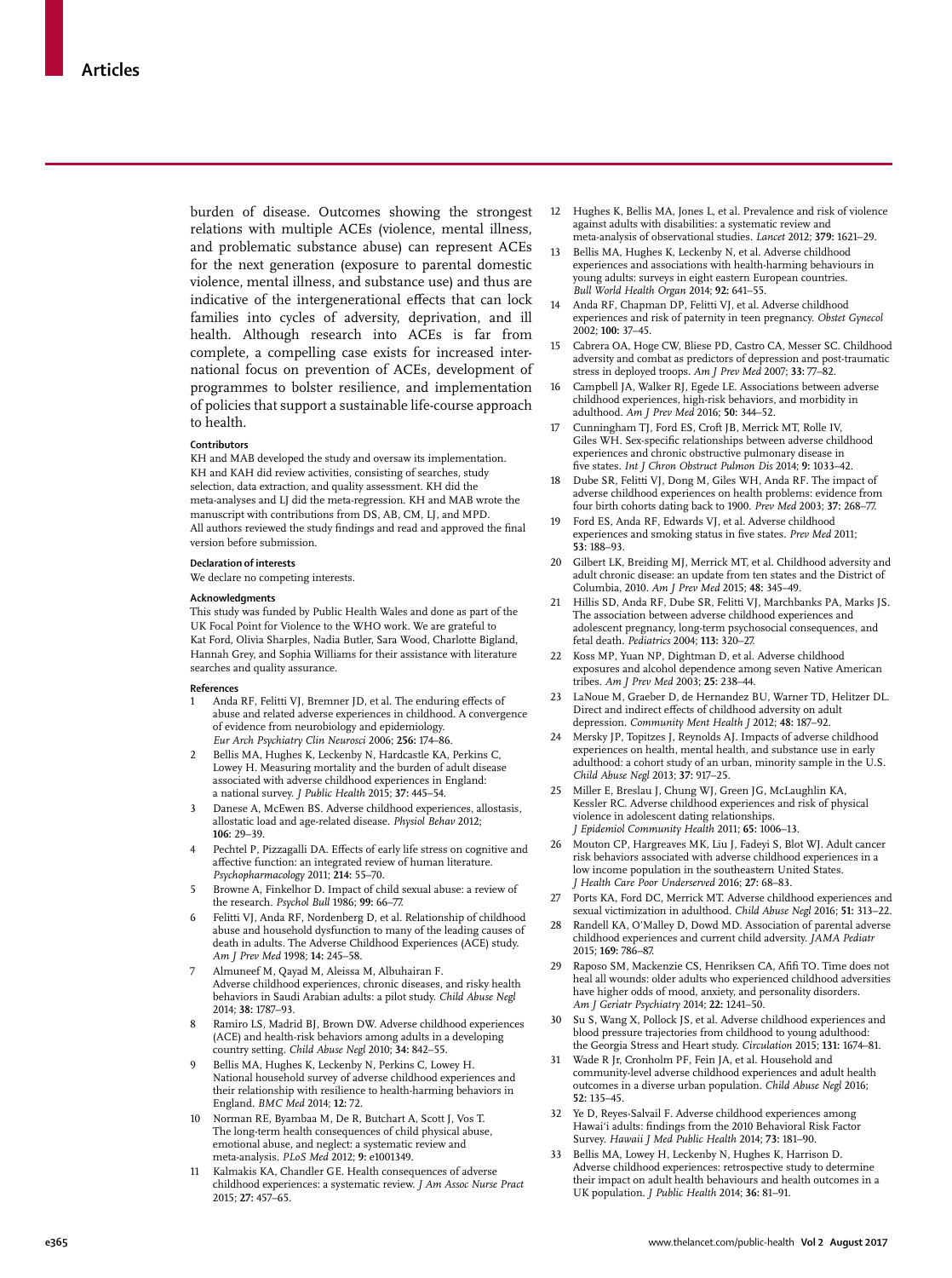burden of disease. Outcomes showing the strongest relations with multiple ACEs (violence, mental illness, and problematic substance abuse) can represent ACEs for the next generation (exposure to parental domestic violence, mental illness, and substance use) and thus are indicative of the intergenerational effects that can lock families into cycles of adversity, deprivation, and ill health. Although research into ACEs is far from complete, a compelling case exists for increased international focus on prevention of ACEs, development of programmes to bolster resilience, and implementation of policies that support a sustainable life-course approach to health.

#### Contributors

KH and MAB developed the study and oversaw its implementation. KH and KAH did review activities, consisting of searches, study selection, data extraction, and quality assessment. KH did the meta-analyses and LJ did the meta-regression. KH and MAB wrote the manuscript with contributions from DS, AB, CM, LJ, and MPD. All authors reviewed the study findings and read and approved the final version before submission.

#### Declaration of interests

We declare no competing interests.

#### Acknowledgments

This study was funded by Public Health Wales and done as part of the UK Focal Point for Violence to the WHO work. We are grateful to Kat Ford, Olivia Sharples, Nadia Butler, Sara Wood, Charlotte Bigland, Hannah Grey, and Sophia Williams for their assistance with literature searches and quality assurance.

#### References

1. Anda RF, Felitti VJ, Bremner JD, et al. The enduring effects of abuse and related adverse experiences in childhood. A convergence of evidence from neurobiology and epidemiology. *Eur Arch Psychiatry Clin Neurosci* 2006; **256:** 174–86.
2. Bellis MA, Hughes K, Leckenby N, Hardcastle KA, Perkins C, Lowey H. Measuring mortality and the burden of adult disease associated with adverse childhood experiences in England: a national survey. *J Public Health* 2015; **37:** 445–54.
3. Danese A, McEwen BS. Adverse childhood experiences, allostasis, allostatic load and age-related disease. *Physiol Behav* 2012; **106:** 29–39.
4. Pechtel P, Pizzagalli DA. Effects of early life stress on cognitive and affective function: an integrated review of human literature. *Psychopharmacology* 2011; **214:** 55–70.
5. Browne A, Finkelhor D. Impact of child sexual abuse: a review of the research. *Psychol Bull* 1986; **99:** 66–77.
6. Felitti VJ, Anda RF, Nordenberg D, et al. Relationship of childhood abuse and household dysfunction to many of the leading causes of death in adults. The Adverse Childhood Experiences (ACE) study. *Am J Prev Med* 1998; **14:** 245–58.
7. Almuneef M, Qayad M, Aleissa M, Albuhairan F. Adverse childhood experiences, chronic diseases, and risky health behaviors in Saudi Arabian adults: a pilot study. *Child Abuse Negl* 2014; **38:** 1787–93.
8. Ramiro LS, Madrid BJ, Brown DW. Adverse childhood experiences (ACE) and health-risk behaviors among adults in a developing country setting. *Child Abuse Negl* 2010; **34:** 842–55.
9. Bellis MA, Hughes K, Leckenby N, Perkins C, Lowey H. National household survey of adverse childhood experiences and their relationship with resilience to health-harming behaviors in England. *BMC Med* 2014; **12:** 72.
10. Norman RE, Byambaa M, De R, Butchart A, Scott J, Vos T. The long-term health consequences of child physical abuse, emotional abuse, and neglect: a systematic review and meta-analysis. *PLoS Med* 2012; **9:** e1001349.
11. Kalmakis KA, Chandler GE. Health consequences of adverse childhood experiences: a systematic review. *J Am Assoc Nurse Pract* 2015; **27:** 457–65.
12. Hughes K, Bellis MA, Jones L, et al. Prevalence and risk of violence against adults with disabilities: a systematic review and meta-analysis of observational studies. *Lancet* 2012; **379:** 1621–29.
13. Bellis MA, Hughes K, Leckenby N, et al. Adverse childhood experiences and associations with health-harming behaviours in young adults: surveys in eight eastern European countries. *Bull World Health Organ* 2014; **92:** 641–55.
14. Anda RF, Chapman DP, Felitti VJ, et al. Adverse childhood experiences and risk of paternity in teen pregnancy. *Obstet Gynecol* 2002; **100:** 37–45.
15. Cabrera OA, Hoge CW, Bliese PD, Castro CA, Messer SC. Childhood adversity and combat as predictors of depression and post-traumatic stress in deployed troops. *Am J Prev Med* 2007; **33:** 77–82.
16. Campbell JA, Walker RJ, Egede LE. Associations between adverse childhood experiences, high-risk behaviors, and morbidity in adulthood. *Am J Prev Med* 2016; **50:** 344–52.
17. Cunningham TJ, Ford ES, Croft JB, Merrick MT, Rolle IV, Giles WH. Sex-specific relationships between adverse childhood experiences and chronic obstructive pulmonary disease in five states. *Int J Chron Obstruct Pulmon Dis* 2014; **9:** 1033–42.
18. Dube SR, Felitti VJ, Dong M, Giles WH, Anda RF. The impact of adverse childhood experiences on health problems: evidence from four birth cohorts dating back to 1900. *Prev Med* 2003; **37:** 268–77.
19. Ford ES, Anda RF, Edwards VJ, et al. Adverse childhood experiences and smoking status in five states. *Prev Med* 2011; **53:** 188–93.
20. Gilbert LK, Breiding MJ, Merrick MT, et al. Childhood adversity and adult chronic disease: an update from ten states and the District of Columbia, 2010. *Am J Prev Med* 2015; **48:** 345–49.
21. Hillis SD, Anda RF, Dube SR, Felitti VJ, Marchbanks PA, Marks JS. The association between adverse childhood experiences and adolescent pregnancy, long-term psychosocial consequences, and fetal death. *Pediatrics* 2004; **113:** 320–27.
22. Koss MP, Yuan NP, Dightman D, et al. Adverse childhood exposures and alcohol dependence among seven Native American tribes. *Am J Prev Med* 2003; **25:** 238–44.
23. LaNoue M, Graeber D, de Hernandez BU, Warner TD, Helitzer DL. Direct and indirect effects of childhood adversity on adult depression. *Community Ment Health J* 2012; **48:** 187–92.
24. Mersky JP, Topitzes J, Reynolds AJ. Impacts of adverse childhood experiences on health, mental health, and substance use in early adulthood: a cohort study of an urban, minority sample in the U.S. *Child Abuse Negl* 2013; **37:** 917–25.
25. Miller E, Breslau J, Chung WJ, Green JG, McLaughlin KA, Kessler RC. Adverse childhood experiences and risk of physical violence in adolescent dating relationships. *J Epidemiol Community Health* 2011; **65:** 1006–13.
26. Mouton CP, Hargreaves MK, Liu J, Fadeyi S, Blot WJ. Adult cancer risk behaviors associated with adverse childhood experiences in a low income population in the southeastern United States. *J Health Care Poor Underserved* 2016; **27:** 68–83.
27. Ports KA, Ford DC, Merrick MT. Adverse childhood experiences and sexual victimization in adulthood. *Child Abuse Negl* 2016; **51:** 313–22.
28. Randell KA, O'Malley D, Dowd MD. Association of parental adverse childhood experiences and current child adversity. *JAMA Pediatr* 2015; **169:** 786–87.
29. Raposo SM, Mackenzie CS, Henriksen CA, Afifi TO. Time does not heal all wounds: older adults who experienced childhood adversities have higher odds of mood, anxiety, and personality disorders. *Am J Geriatr Psychiatry* 2014; **22:** 1241–50.
30. Su S, Wang X, Pollock JS, et al. Adverse childhood experiences and blood pressure trajectories from childhood to young adulthood: the Georgia Stress and Heart study. *Circulation* 2015; **131:** 1674–81.
31. Wade R Jr, Cronholm PF, Fein JA, et al. Household and community-level adverse childhood experiences and adult health outcomes in a diverse urban population. *Child Abuse Negl* 2016; **52:** 135–45.
32. Ye D, Reyes-Salvail F. Adverse childhood experiences among Hawai'i adults: findings from the 2010 Behavioral Risk Factor Survey. *Hawaii J Med Public Health* 2014; **73:** 181–90.
33. Bellis MA, Lowey H, Leckenby N, Hughes K, Harrison D. Adverse childhood experiences: retrospective study to determine their impact on adult health behaviours and health outcomes in a UK population. *J Public Health* 2014; **36:** 81–91.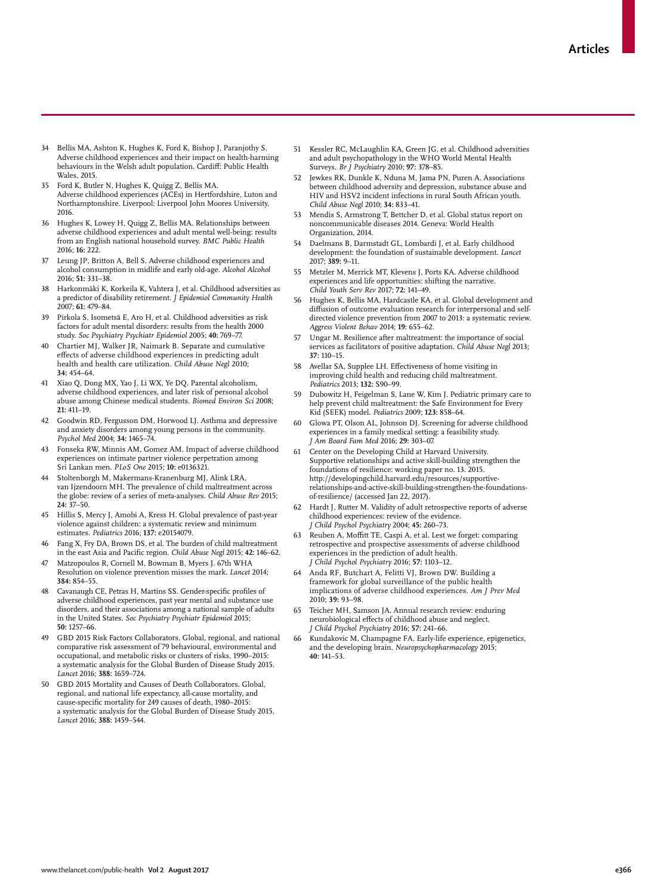34 Bellis MA, Ashton K, Hughes K, Ford K, Bishop J, Paranjothy S. Adverse childhood experiences and their impact on health-harming behaviours in the Welsh adult population. Cardiff: Public Health Wales, 2015.

35 Ford K, Butler N, Hughes K, Quigg Z, Bellis MA. Adverse childhood experiences (ACEs) in Hertfordshire, Luton and Northamptonshire. Liverpool: Liverpool John Moores University, 2016.

36 Hughes K, Lowey H, Quigg Z, Bellis MA. Relationships between adverse childhood experiences and adult mental well-being: results from an English national household survey. *BMC Public Health* 2016; **16:** 222.

37 Leung JP, Britton A, Bell S. Adverse childhood experiences and alcohol consumption in midlife and early old-age. *Alcohol Alcohol* 2016; **51:** 331–38.

38 Harkonmäki K, Korkeila K, Vahtera J, et al. Childhood adversities as a predictor of disability retirement. *J Epidemiol Community Health* 2007; **61:** 479–84.

39 Pirkola S, Isometsä E, Aro H, et al. Childhood adversities as risk factors for adult mental disorders: results from the health 2000 study. *Soc Psychiatry Psychiatr Epidemiol* 2005; **40:** 769–77.

40 Chartier MJ, Walker JR, Naimark B. Separate and cumulative effects of adverse childhood experiences in predicting adult health and health care utilization. *Child Abuse Negl* 2010; **34:** 454–64.

41 Xiao Q, Dong MX, Yao J, Li WX, Ye DQ. Parental alcoholism, adverse childhood experiences, and later risk of personal alcohol abuse among Chinese medical students. *Biomed Environ Sci* 2008; **21:** 411–19.

42 Goodwin RD, Fergusson DM, Horwood LJ. Asthma and depressive and anxiety disorders among young persons in the community. *Psychol Med* 2004; **34:** 1465–74.

43 Fonseka RW, Minnis AM, Gomez AM. Impact of adverse childhood experiences on intimate partner violence perpetration among Sri Lankan men. *PLoS One* 2015; **10:** e0136321.

44 Stoltenborgh M, Makermans-Kranenburg MJ, Alink LRA, van Ijzendoorn MH. The prevalence of child maltreatment across the globe: review of a series of meta-analyses. *Child Abuse Rev* 2015; **24:** 37–50.

45 Hillis S, Mercy J, Amobi A, Kress H. Global prevalence of past-year violence against children: a systematic review and minimum estimates. *Pediatrics* 2016; **137:** e20154079.

46 Fang X, Fry DA, Brown DS, et al. The burden of child maltreatment in the east Asia and Pacific region. *Child Abuse Negl* 2015; **42:** 146–62.

47 Matzopoulos R, Cornell M, Bowman B, Myers J. 67th WHA Resolution on violence prevention misses the mark. *Lancet* 2014; **384:** 854–55.

48 Cavanaugh CE, Petras H, Martins SS. Gender-specific profiles of adverse childhood experiences, past year mental and substance use disorders, and their associations among a national sample of adults in the United States. *Soc Psychiatry Psychiatr Epidemiol* 2015; **50:** 1257–66.

49 GBD 2015 Risk Factors Collaborators. Global, regional, and national comparative risk assessment of 79 behavioural, environmental and occupational, and metabolic risks or clusters of risks, 1990–2015: a systematic analysis for the Global Burden of Disease Study 2015. *Lancet* 2016; **388:** 1659–724.

50 GBD 2015 Mortality and Causes of Death Collaborators. Global, regional, and national life expectancy, all-cause mortality, and cause-specific mortality for 249 causes of death, 1980–2015: a systematic analysis for the Global Burden of Disease Study 2015. *Lancet* 2016; **388:** 1459–544.

51 Kessler RC, McLaughlin KA, Green JG, et al. Childhood adversities and adult psychopathology in the WHO World Mental Health Surveys. *Br J Psychiatry* 2010; **97:** 378–85.

52 Jewkes RK, Dunkle K, Nduna M, Jama PN, Puren A. Associations between childhood adversity and depression, substance abuse and HIV and HSV2 incident infections in rural South African youth. *Child Abuse Negl* 2010; **34:** 833–41.

53 Mendis S, Armstrong T, Bettcher D, et al. Global status report on noncommunicable diseases 2014. Geneva: World Health Organization, 2014.

54 Daelmans B, Darmstadt GL, Lombardi J, et al. Early childhood development: the foundation of sustainable development. *Lancet* 2017; **389:** 9–11.

55 Metzler M, Merrick MT, Klevens J, Ports KA. Adverse childhood experiences and life opportunities: shifting the narrative. *Child Youth Serv Rev* 2017; **72:** 141–49.

56 Hughes K, Bellis MA, Hardcastle KA, et al. Global development and diffusion of outcome evaluation research for interpersonal and self-directed violence prevention from 2007 to 2013: a systematic review. *Aggress Violent Behav* 2014; **19:** 655–62.

57 Ungar M. Resilience after maltreatment: the importance of social services as facilitators of positive adaptation. *Child Abuse Negl* 2013; **37:** 110–15.

58 Avellar SA, Supplee LH. Effectiveness of home visiting in improving child health and reducing child maltreatment. *Pediatrics* 2013; **132:** S90–99.

59 Dubowitz H, Feigelman S, Lane W, Kim J. Pediatric primary care to help prevent child maltreatment: the Safe Environment for Every Kid (SEEK) model. *Pediatrics* 2009; **123:** 858–64.

60 Glowa PT, Olson AL, Johnson DJ. Screening for adverse childhood experiences in a family medical setting: a feasibility study. *J Am Board Fam Med* 2016; **29:** 303–07.

61 Center on the Developing Child at Harvard University. Supportive relationships and active skill-building strengthen the foundations of resilience: working paper no. 13. 2015. http://developingchild.harvard.edu/resources/supportive-relationships-and-active-skill-building-strengthen-the-foundations-of-resilience/ (accessed Jan 22, 2017).

62 Hardt J, Rutter M. Validity of adult retrospective reports of adverse childhood experiences: review of the evidence. *J Child Psychol Psychiatry* 2004; **45:** 260–73.

63 Reuben A, Moffitt TE, Caspi A, et al. Lest we forget: comparing retrospective and prospective assessments of adverse childhood experiences in the prediction of adult health. *J Child Psychol Psychiatry* 2016; **57:** 1103–12.

64 Anda RF, Butchart A, Felitti VJ, Brown DW. Building a framework for global surveillance of the public health implications of adverse childhood experiences. *Am J Prev Med* 2010; **39:** 93–98.

65 Teicher MH, Samson JA. Annual research review: enduring neurobiological effects of childhood abuse and neglect. *J Child Psychol Psychiatry* 2016; **57:** 241–66.

66 Kundakovic M, Champagne FA. Early-life experience, epigenetics, and the developing brain. *Neuropsychopharmacology* 2015; **40:** 141–53.